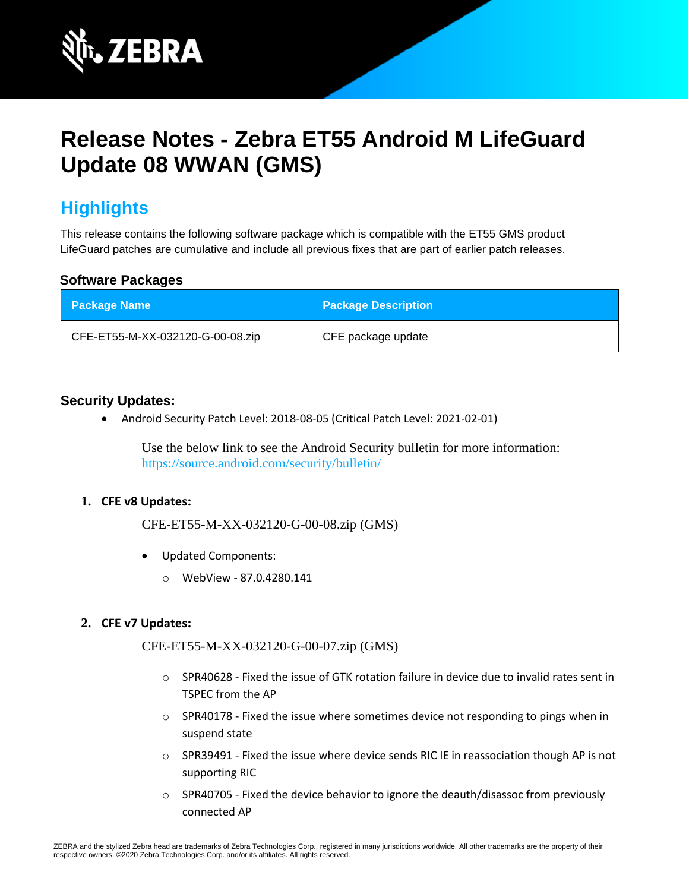# Release Notes - Zebra ET55 Android M LifeGuard Update 08 WWAN (GMS)

## Highlights

This release contains the following software package which is compatible with the ET55 GMS product LifeGuard patches are cumulative and include all previous fixes that are part of earlier patch releases.

### Software Packages

| Package Name | Package Description |
|---|---|
| CFE-ET55-M-XX-032120-G-00-08.zip | CFE package update |

### Security Updates:

- Android Security Patch Level: 2018-08-05 (Critical Patch Level: 2021-02-01)

  Use the below link to see the Android Security bulletin for more information: https://source.android.com/security/bulletin/

1. **CFE v8 Updates:**

   CFE-ET55-M-XX-032120-G-00-08.zip (GMS)

   - Updated Components:
     - WebView - 87.0.4280.141

2. **CFE v7 Updates:**

   CFE-ET55-M-XX-032120-G-00-07.zip (GMS)

   - SPR40628 - Fixed the issue of GTK rotation failure in device due to invalid rates sent in TSPEC from the AP
   - SPR40178 - Fixed the issue where sometimes device not responding to pings when in suspend state
   - SPR39491 - Fixed the issue where device sends RIC IE in reassociation though AP is not supporting RIC
   - SPR40705 - Fixed the device behavior to ignore the deauth/disassoc from previously connected AP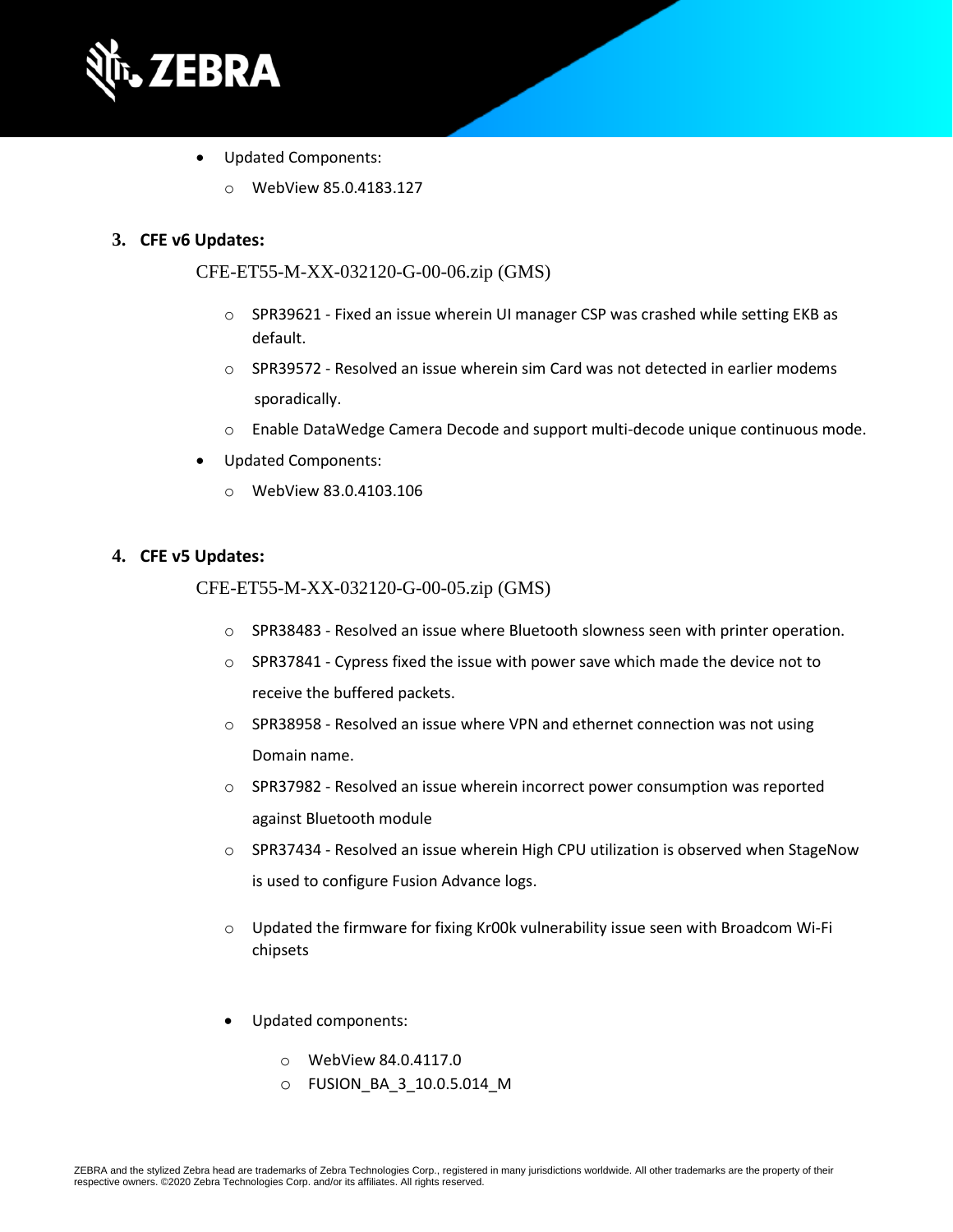- Updated Components:
  - WebView 85.0.4183.127

3. **CFE v6 Updates:**

   CFE-ET55-M-XX-032120-G-00-06.zip (GMS)

   - SPR39621 - Fixed an issue wherein UI manager CSP was crashed while setting EKB as default.
   - SPR39572 - Resolved an issue wherein sim Card was not detected in earlier modems sporadically.
   - Enable DataWedge Camera Decode and support multi-decode unique continuous mode.

- Updated Components:
  - WebView 83.0.4103.106

4. **CFE v5 Updates:**

   CFE-ET55-M-XX-032120-G-00-05.zip (GMS)

   - SPR38483 - Resolved an issue where Bluetooth slowness seen with printer operation.
   - SPR37841 - Cypress fixed the issue with power save which made the device not to receive the buffered packets.
   - SPR38958 - Resolved an issue where VPN and ethernet connection was not using Domain name.
   - SPR37982 - Resolved an issue wherein incorrect power consumption was reported against Bluetooth module
   - SPR37434 - Resolved an issue wherein High CPU utilization is observed when StageNow is used to configure Fusion Advance logs.
   - Updated the firmware for fixing Kr00k vulnerability issue seen with Broadcom Wi-Fi chipsets

   - Updated components:
     - WebView 84.0.4117.0
     - FUSION_BA_3_10.0.5.014_M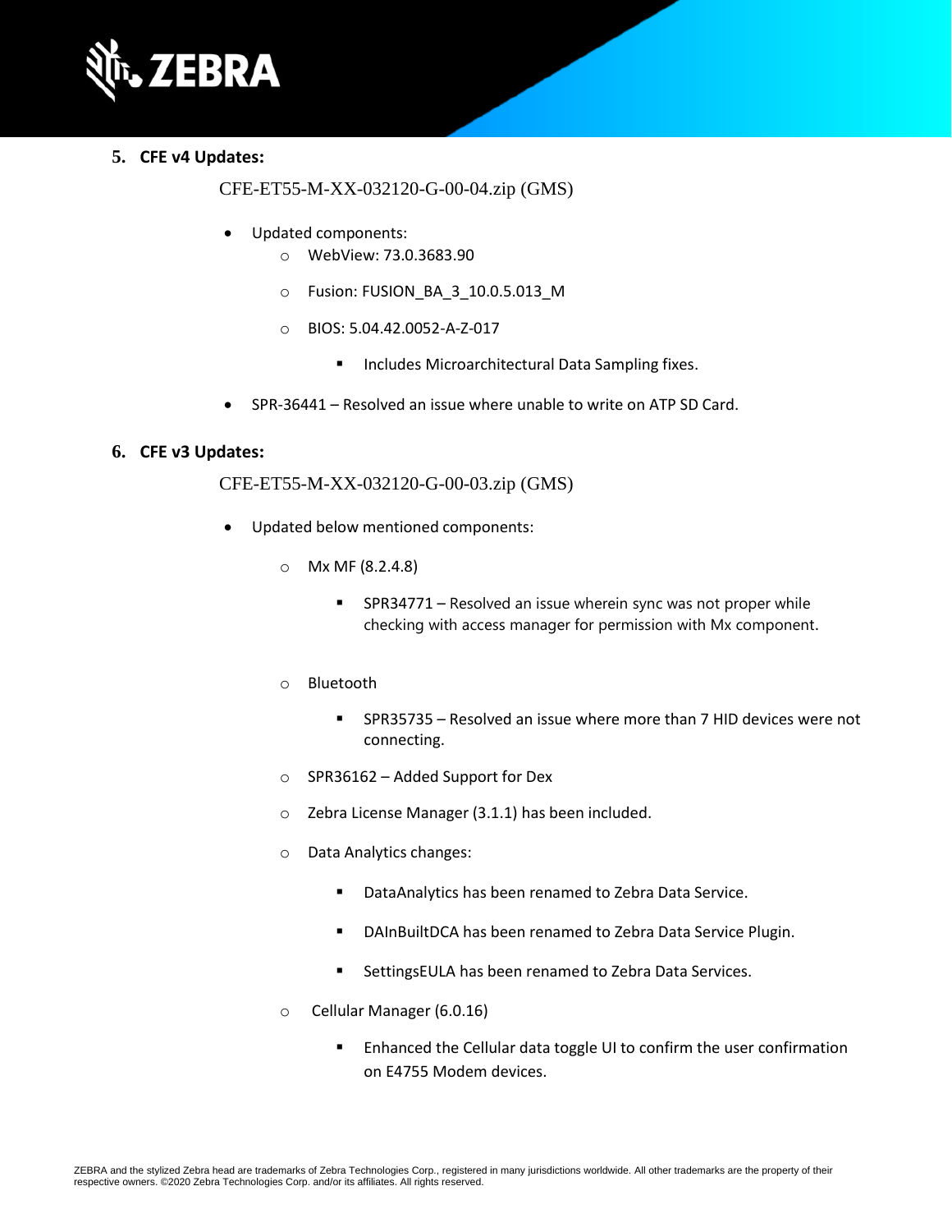5. **CFE v4 Updates:**

CFE-ET55-M-XX-032120-G-00-04.zip (GMS)

- Updated components:
  - WebView: 73.0.3683.90
  - Fusion: FUSION_BA_3_10.0.5.013_M
  - BIOS: 5.04.42.0052-A-Z-017
    - Includes Microarchitectural Data Sampling fixes.
- SPR-36441 – Resolved an issue where unable to write on ATP SD Card.

6. **CFE v3 Updates:**

CFE-ET55-M-XX-032120-G-00-03.zip (GMS)

- Updated below mentioned components:
  - Mx MF (8.2.4.8)
    - SPR34771 – Resolved an issue wherein sync was not proper while checking with access manager for permission with Mx component.
  - Bluetooth
    - SPR35735 – Resolved an issue where more than 7 HID devices were not connecting.
  - SPR36162 – Added Support for Dex
  - Zebra License Manager (3.1.1) has been included.
  - Data Analytics changes:
    - DataAnalytics has been renamed to Zebra Data Service.
    - DAInBuiltDCA has been renamed to Zebra Data Service Plugin.
    - SettingsEULA has been renamed to Zebra Data Services.
  - Cellular Manager (6.0.16)
    - Enhanced the Cellular data toggle UI to confirm the user confirmation on E4755 Modem devices.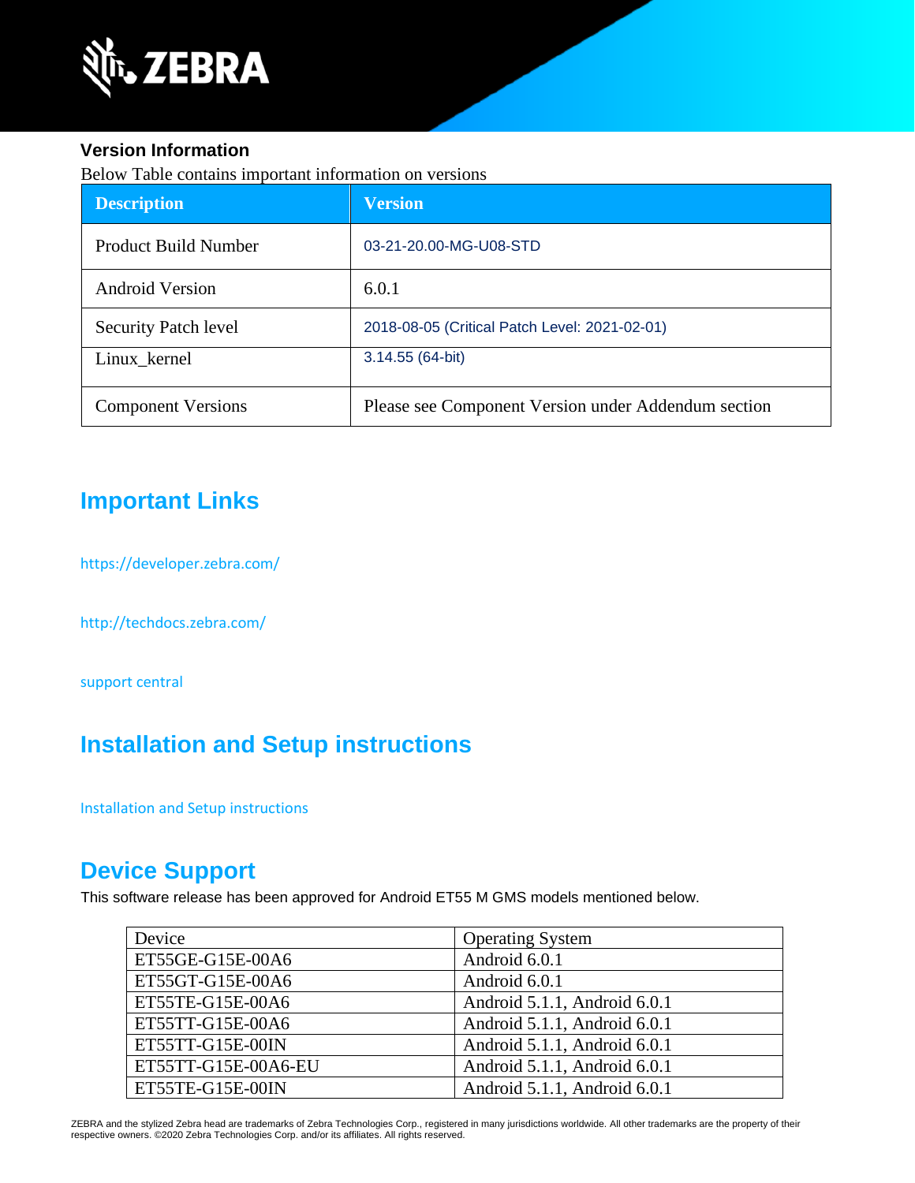### Version Information

Below Table contains important information on versions

| Description | Version |
| --- | --- |
| Product Build Number | 03-21-20.00-MG-U08-STD |
| Android Version | 6.0.1 |
| Security Patch level | 2018-08-05 (Critical Patch Level: 2021-02-01) |
| Linux_kernel | 3.14.55 (64-bit) |
| Component Versions | Please see Component Version under Addendum section |

## Important Links

https://developer.zebra.com/

http://techdocs.zebra.com/

support central

## Installation and Setup instructions

Installation and Setup instructions

## Device Support

This software release has been approved for Android ET55 M GMS models mentioned below.

| Device | Operating System |
| --- | --- |
| ET55GE-G15E-00A6 | Android 6.0.1 |
| ET55GT-G15E-00A6 | Android 6.0.1 |
| ET55TE-G15E-00A6 | Android 5.1.1, Android 6.0.1 |
| ET55TT-G15E-00A6 | Android 5.1.1, Android 6.0.1 |
| ET55TT-G15E-00IN | Android 5.1.1, Android 6.0.1 |
| ET55TT-G15E-00A6-EU | Android 5.1.1, Android 6.0.1 |
| ET55TE-G15E-00IN | Android 5.1.1, Android 6.0.1 |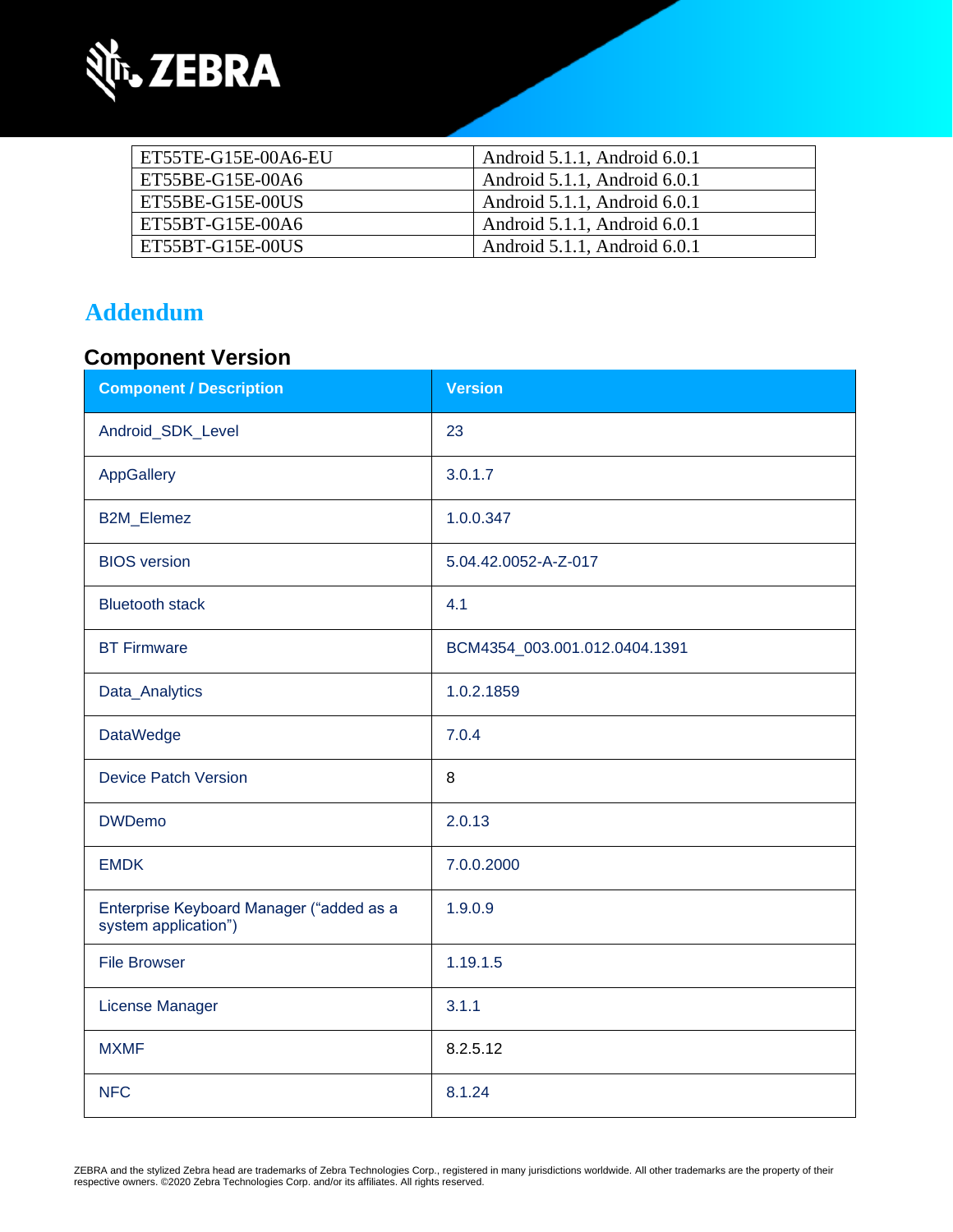| | |
|---|---|
| ET55TE-G15E-00A6-EU | Android 5.1.1, Android 6.0.1 |
| ET55BE-G15E-00A6 | Android 5.1.1, Android 6.0.1 |
| ET55BE-G15E-00US | Android 5.1.1, Android 6.0.1 |
| ET55BT-G15E-00A6 | Android 5.1.1, Android 6.0.1 |
| ET55BT-G15E-00US | Android 5.1.1, Android 6.0.1 |

# Addendum

## Component Version

| Component / Description | Version |
|---|---|
| Android_SDK_Level | 23 |
| AppGallery | 3.0.1.7 |
| B2M_Elemez | 1.0.0.347 |
| BIOS version | 5.04.42.0052-A-Z-017 |
| Bluetooth stack | 4.1 |
| BT Firmware | BCM4354_003.001.012.0404.1391 |
| Data_Analytics | 1.0.2.1859 |
| DataWedge | 7.0.4 |
| Device Patch Version | 8 |
| DWDemo | 2.0.13 |
| EMDK | 7.0.0.2000 |
| Enterprise Keyboard Manager (“added as a system application”) | 1.9.0.9 |
| File Browser | 1.19.1.5 |
| License Manager | 3.1.1 |
| MXMF | 8.2.5.12 |
| NFC | 8.1.24 |

ZEBRA and the stylized Zebra head are trademarks of Zebra Technologies Corp., registered in many jurisdictions worldwide. All other trademarks are the property of their respective owners. ©2020 Zebra Technologies Corp. and/or its affiliates. All rights reserved.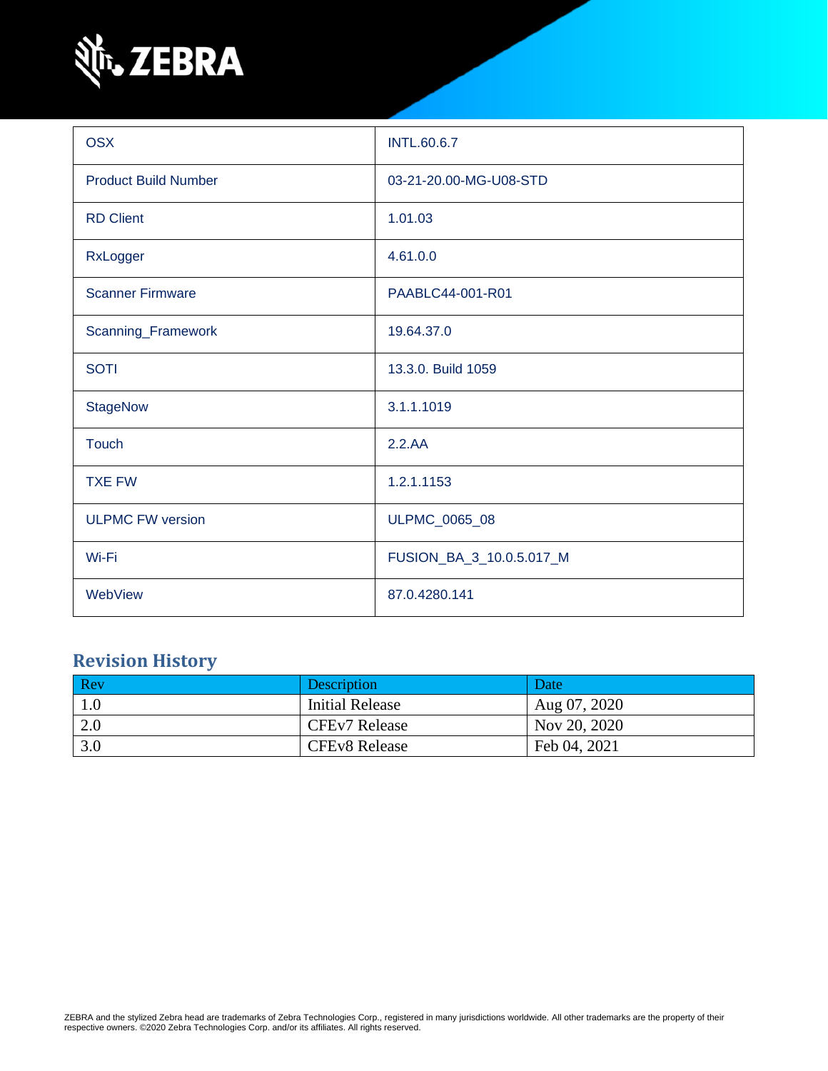| | |
|---|---|
| OSX | INTL.60.6.7 |
| Product Build Number | 03-21-20.00-MG-U08-STD |
| RD Client | 1.01.03 |
| RxLogger | 4.61.0.0 |
| Scanner Firmware | PAABLC44-001-R01 |
| Scanning_Framework | 19.64.37.0 |
| SOTI | 13.3.0. Build 1059 |
| StageNow | 3.1.1.1019 |
| Touch | 2.2.AA |
| TXE FW | 1.2.1.1153 |
| ULPMC FW version | ULPMC_0065_08 |
| Wi-Fi | FUSION_BA_3_10.0.5.017_M |
| WebView | 87.0.4280.141 |

## Revision History

| Rev | Description | Date |
|---|---|---|
| 1.0 | Initial Release | Aug 07, 2020 |
| 2.0 | CFEv7 Release | Nov 20, 2020 |
| 3.0 | CFEv8 Release | Feb 04, 2021 |

ZEBRA and the stylized Zebra head are trademarks of Zebra Technologies Corp., registered in many jurisdictions worldwide. All other trademarks are the property of their respective owners. ©2020 Zebra Technologies Corp. and/or its affiliates. All rights reserved.